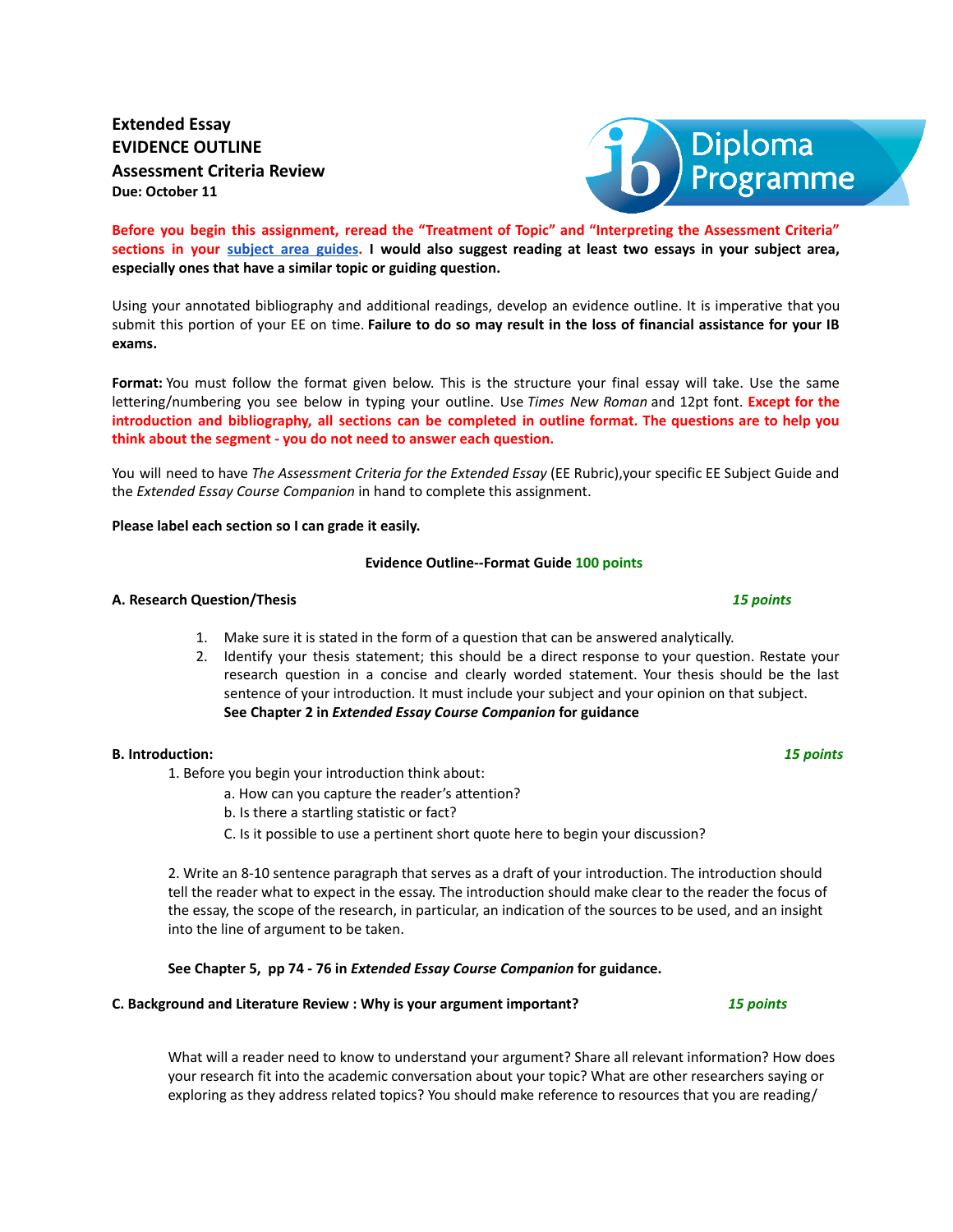**Extended Essay**
**EVIDENCE OUTLINE**
**Assessment Criteria Review**
**Due: October 11**

**Before you begin this assignment, reread the "Treatment of Topic" and "Interpreting the Assessment Criteria" sections in your subject area guides. I would also suggest reading at least two essays in your subject area, especially ones that have a similar topic or guiding question.**

Using your annotated bibliography and additional readings, develop an evidence outline. It is imperative that you submit this portion of your EE on time. **Failure to do so may result in the loss of financial assistance for your IB exams.**

**Format:** You must follow the format given below. This is the structure your final essay will take. Use the same lettering/numbering you see below in typing your outline. Use *Times New Roman* and 12pt font. **Except for the introduction and bibliography, all sections can be completed in outline format. The questions are to help you think about the segment - you do not need to answer each question.**

You will need to have *The Assessment Criteria for the Extended Essay* (EE Rubric), your specific EE Subject Guide and the *Extended Essay Course Companion* in hand to complete this assignment.

**Please label each section so I can grade it easily.**

**Evidence Outline--Format Guide 100 points**

**A. Research Question/Thesis** *15 points*

1. Make sure it is stated in the form of a question that can be answered analytically.
2. Identify your thesis statement; this should be a direct response to your question. Restate your research question in a concise and clearly worded statement. Your thesis should be the last sentence of your introduction. It must include your subject and your opinion on that subject. **See Chapter 2 in *Extended Essay Course Companion* for guidance**

**B. Introduction:** *15 points*

1. Before you begin your introduction think about:
   a. How can you capture the reader's attention?
   b. Is there a startling statistic or fact?
   C. Is it possible to use a pertinent short quote here to begin your discussion?

2. Write an 8-10 sentence paragraph that serves as a draft of your introduction. The introduction should tell the reader what to expect in the essay. The introduction should make clear to the reader the focus of the essay, the scope of the research, in particular, an indication of the sources to be used, and an insight into the line of argument to be taken.

**See Chapter 5, pp 74 - 76 in *Extended Essay Course Companion* for guidance.**

**C. Background and Literature Review : Why is your argument important?** *15 points*

What will a reader need to know to understand your argument? Share all relevant information? How does your research fit into the academic conversation about your topic? What are other researchers saying or exploring as they address related topics? You should make reference to resources that you are reading/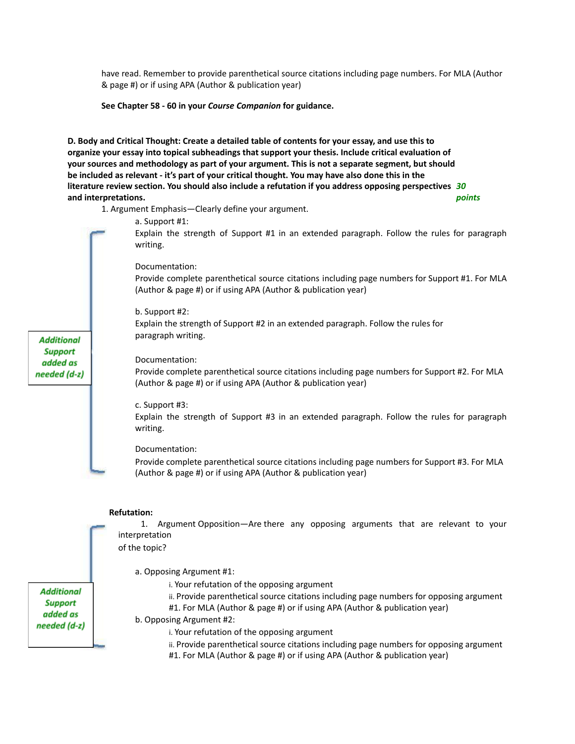have read. Remember to provide parenthetical source citations including page numbers. For MLA (Author & page #) or if using APA (Author & publication year)

**See Chapter 58 - 60 in your *Course Companion* for guidance.**

**D. Body and Critical Thought: Create a detailed table of contents for your essay, and use this to organize your essay into topical subheadings that support your thesis. Include critical evaluation of your sources and methodology as part of your argument. This is not a separate segment, but should be included as relevant - it's part of your critical thought. You may have also done this in the literature review section. You should also include a refutation if you address opposing perspectives and interpretations.** ***30 points***

1. Argument Emphasis—Clearly define your argument.

   a. Support #1:
   Explain the strength of Support #1 in an extended paragraph. Follow the rules for paragraph writing.

   Documentation:
   Provide complete parenthetical source citations including page numbers for Support #1. For MLA (Author & page #) or if using APA (Author & publication year)

   b. Support #2:
   Explain the strength of Support #2 in an extended paragraph. Follow the rules for paragraph writing.

   Documentation:
   Provide complete parenthetical source citations including page numbers for Support #2. For MLA (Author & page #) or if using APA (Author & publication year)

   c. Support #3:
   Explain the strength of Support #3 in an extended paragraph. Follow the rules for paragraph writing.

   Documentation:
   Provide complete parenthetical source citations including page numbers for Support #3. For MLA (Author & page #) or if using APA (Author & publication year)

***Additional Support added as needed (d-z)***

**Refutation:**

1. Argument Opposition—Are there any opposing arguments that are relevant to your interpretation of the topic?

   a. Opposing Argument #1:
      i. Your refutation of the opposing argument
      ii. Provide parenthetical source citations including page numbers for opposing argument #1. For MLA (Author & page #) or if using APA (Author & publication year)

   b. Opposing Argument #2:
      i. Your refutation of the opposing argument
      ii. Provide parenthetical source citations including page numbers for opposing argument #1. For MLA (Author & page #) or if using APA (Author & publication year)

***Additional Support added as needed (d-z)***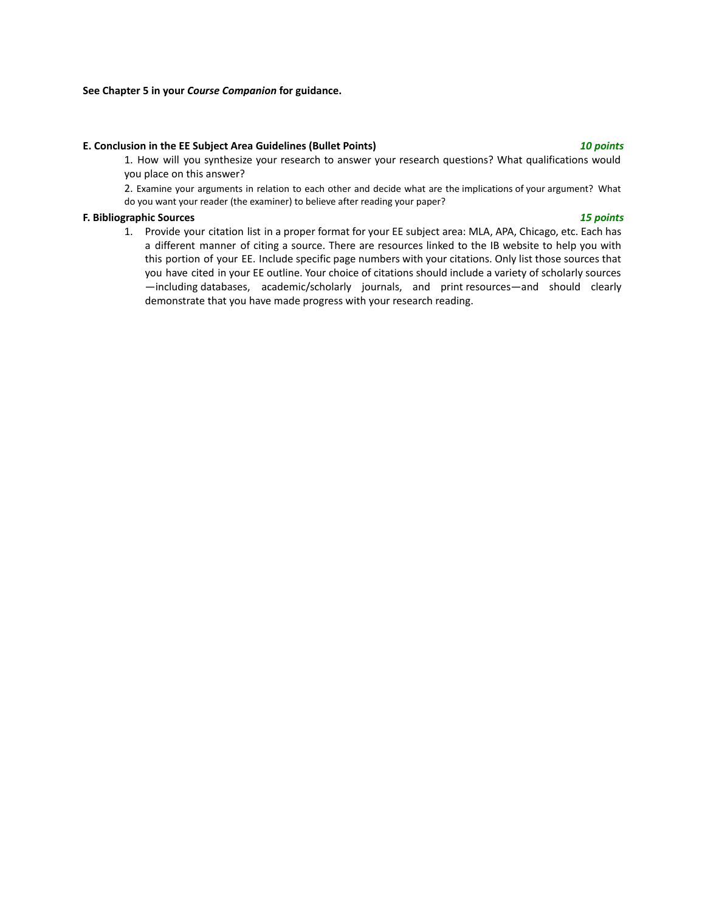**See Chapter 5 in your *Course Companion* for guidance.**

**E. Conclusion in the EE Subject Area Guidelines (Bullet Points)** ***10 points***

1. How will you synthesize your research to answer your research questions? What qualifications would you place on this answer?
2. Examine your arguments in relation to each other and decide what are the implications of your argument? What do you want your reader (the examiner) to believe after reading your paper?

**F. Bibliographic Sources** ***15 points***

1. Provide your citation list in a proper format for your EE subject area: MLA, APA, Chicago, etc. Each has a different manner of citing a source. There are resources linked to the IB website to help you with this portion of your EE. Include specific page numbers with your citations. Only list those sources that you have cited in your EE outline. Your choice of citations should include a variety of scholarly sources—including databases, academic/scholarly journals, and print resources—and should clearly demonstrate that you have made progress with your research reading.